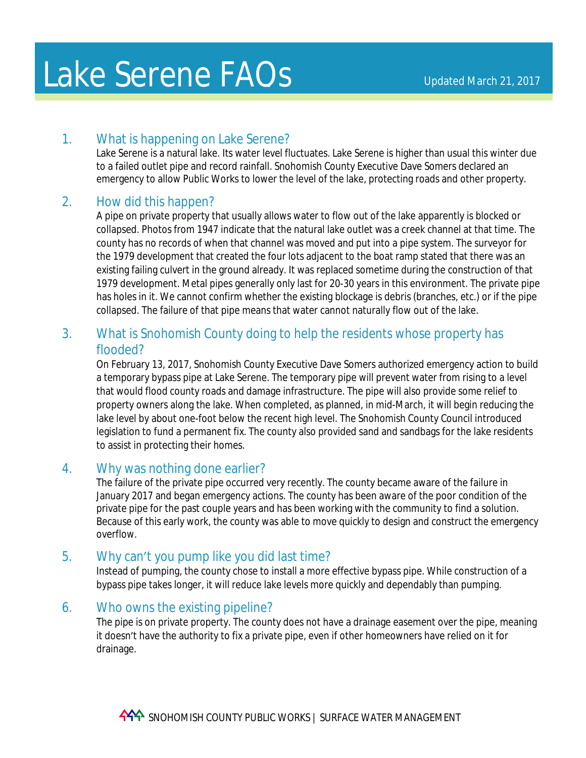# Lake Serene FAQs

Updated March 21, 2017

1. **What is happening on Lake Serene?**

   Lake Serene is a natural lake. Its water level fluctuates. Lake Serene is higher than usual this winter due to a failed outlet pipe and record rainfall. Snohomish County Executive Dave Somers declared an emergency to allow Public Works to lower the level of the lake, protecting roads and other property.

2. **How did this happen?**

   A pipe on private property that usually allows water to flow out of the lake apparently is blocked or collapsed. Photos from 1947 indicate that the natural lake outlet was a creek channel at that time. The county has no records of when that channel was moved and put into a pipe system. The surveyor for the 1979 development that created the four lots adjacent to the boat ramp stated that there was an existing failing culvert in the ground already. It was replaced sometime during the construction of that 1979 development. Metal pipes generally only last for 20-30 years in this environment. The private pipe has holes in it. We cannot confirm whether the existing blockage is debris (branches, etc.) or if the pipe collapsed. The failure of that pipe means that water cannot naturally flow out of the lake.

3. **What is Snohomish County doing to help the residents whose property has flooded?**

   On February 13, 2017, Snohomish County Executive Dave Somers authorized emergency action to build a temporary bypass pipe at Lake Serene. The temporary pipe will prevent water from rising to a level that would flood county roads and damage infrastructure. The pipe will also provide some relief to property owners along the lake. When completed, as planned, in mid-March, it will begin reducing the lake level by about one-foot below the recent high level. The Snohomish County Council introduced legislation to fund a permanent fix. The county also provided sand and sandbags for the lake residents to assist in protecting their homes.

4. **Why was nothing done earlier?**

   The failure of the private pipe occurred very recently. The county became aware of the failure in January 2017 and began emergency actions. The county has been aware of the poor condition of the private pipe for the past couple years and has been working with the community to find a solution. Because of this early work, the county was able to move quickly to design and construct the emergency overflow.

5. **Why can't you pump like you did last time?**

   Instead of pumping, the county chose to install a more effective bypass pipe. While construction of a bypass pipe takes longer, it will reduce lake levels more quickly and dependably than pumping.

6. **Who owns the existing pipeline?**

   The pipe is on private property. The county does not have a drainage easement over the pipe, meaning it doesn't have the authority to fix a private pipe, even if other homeowners have relied on it for drainage.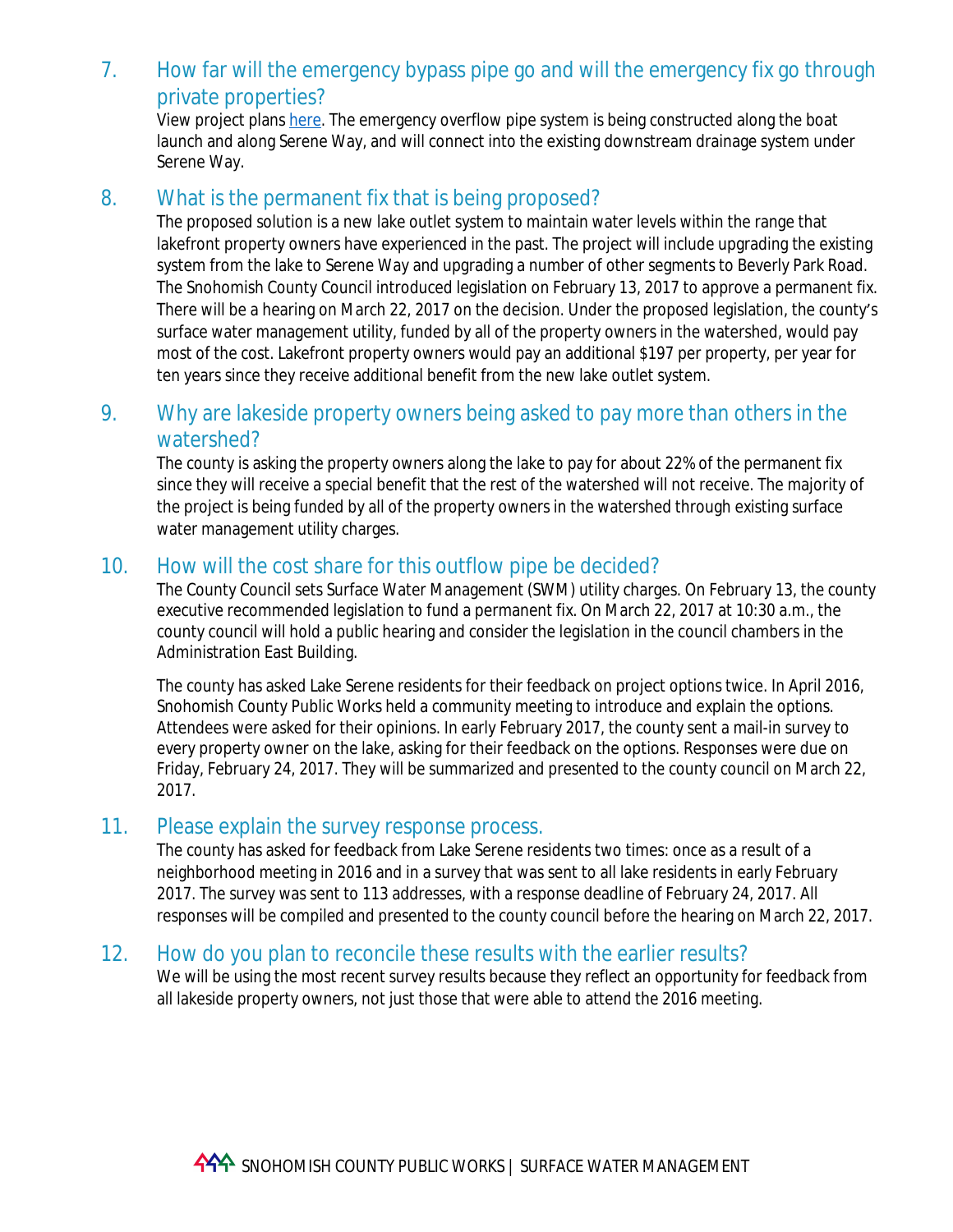## 7. How far will the emergency bypass pipe go and will the emergency fix go through private properties?

View project plans [here](). The emergency overflow pipe system is being constructed along the boat launch and along Serene Way, and will connect into the existing downstream drainage system under Serene Way.

## 8. What is the permanent fix that is being proposed?

The proposed solution is a new lake outlet system to maintain water levels within the range that lakefront property owners have experienced in the past. The project will include upgrading the existing system from the lake to Serene Way and upgrading a number of other segments to Beverly Park Road. The Snohomish County Council introduced legislation on February 13, 2017 to approve a permanent fix. There will be a hearing on March 22, 2017 on the decision. Under the proposed legislation, the county's surface water management utility, funded by all of the property owners in the watershed, would pay most of the cost. Lakefront property owners would pay an additional $197 per property, per year for ten years since they receive additional benefit from the new lake outlet system.

## 9. Why are lakeside property owners being asked to pay more than others in the watershed?

The county is asking the property owners along the lake to pay for about 22% of the permanent fix since they will receive a special benefit that the rest of the watershed will not receive. The majority of the project is being funded by all of the property owners in the watershed through existing surface water management utility charges.

## 10. How will the cost share for this outflow pipe be decided?

The County Council sets Surface Water Management (SWM) utility charges. On February 13, the county executive recommended legislation to fund a permanent fix. On March 22, 2017 at 10:30 a.m., the county council will hold a public hearing and consider the legislation in the council chambers in the Administration East Building.

The county has asked Lake Serene residents for their feedback on project options twice. In April 2016, Snohomish County Public Works held a community meeting to introduce and explain the options. Attendees were asked for their opinions. In early February 2017, the county sent a mail-in survey to every property owner on the lake, asking for their feedback on the options. Responses were due on Friday, February 24, 2017. They will be summarized and presented to the county council on March 22, 2017.

## 11. Please explain the survey response process.

The county has asked for feedback from Lake Serene residents two times: once as a result of a neighborhood meeting in 2016 and in a survey that was sent to all lake residents in early February 2017. The survey was sent to 113 addresses, with a response deadline of February 24, 2017. All responses will be compiled and presented to the county council before the hearing on March 22, 2017.

## 12. How do you plan to reconcile these results with the earlier results?

We will be using the most recent survey results because they reflect an opportunity for feedback from all lakeside property owners, not just those that were able to attend the 2016 meeting.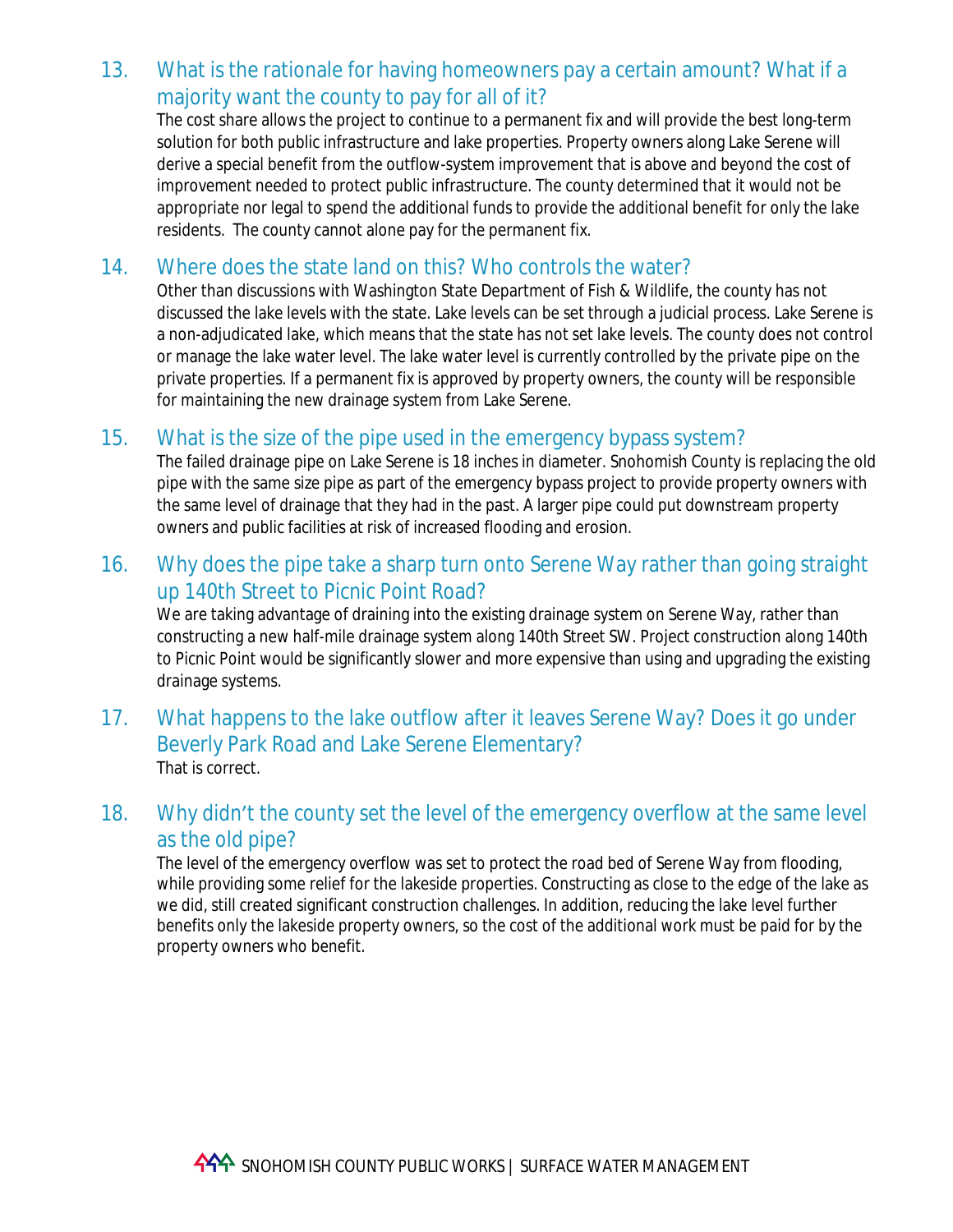## 13. What is the rationale for having homeowners pay a certain amount? What if a majority want the county to pay for all of it?

The cost share allows the project to continue to a permanent fix and will provide the best long-term solution for both public infrastructure and lake properties. Property owners along Lake Serene will derive a special benefit from the outflow-system improvement that is above and beyond the cost of improvement needed to protect public infrastructure. The county determined that it would not be appropriate nor legal to spend the additional funds to provide the additional benefit for only the lake residents. The county cannot alone pay for the permanent fix.

## 14. Where does the state land on this? Who controls the water?

Other than discussions with Washington State Department of Fish & Wildlife, the county has not discussed the lake levels with the state. Lake levels can be set through a judicial process. Lake Serene is a non-adjudicated lake, which means that the state has not set lake levels. The county does not control or manage the lake water level. The lake water level is currently controlled by the private pipe on the private properties. If a permanent fix is approved by property owners, the county will be responsible for maintaining the new drainage system from Lake Serene.

## 15. What is the size of the pipe used in the emergency bypass system?

The failed drainage pipe on Lake Serene is 18 inches in diameter. Snohomish County is replacing the old pipe with the same size pipe as part of the emergency bypass project to provide property owners with the same level of drainage that they had in the past. A larger pipe could put downstream property owners and public facilities at risk of increased flooding and erosion.

## 16. Why does the pipe take a sharp turn onto Serene Way rather than going straight up 140th Street to Picnic Point Road?

We are taking advantage of draining into the existing drainage system on Serene Way, rather than constructing a new half-mile drainage system along 140th Street SW. Project construction along 140th to Picnic Point would be significantly slower and more expensive than using and upgrading the existing drainage systems.

## 17. What happens to the lake outflow after it leaves Serene Way? Does it go under Beverly Park Road and Lake Serene Elementary?

That is correct.

## 18. Why didn't the county set the level of the emergency overflow at the same level as the old pipe?

The level of the emergency overflow was set to protect the road bed of Serene Way from flooding, while providing some relief for the lakeside properties. Constructing as close to the edge of the lake as we did, still created significant construction challenges. In addition, reducing the lake level further benefits only the lakeside property owners, so the cost of the additional work must be paid for by the property owners who benefit.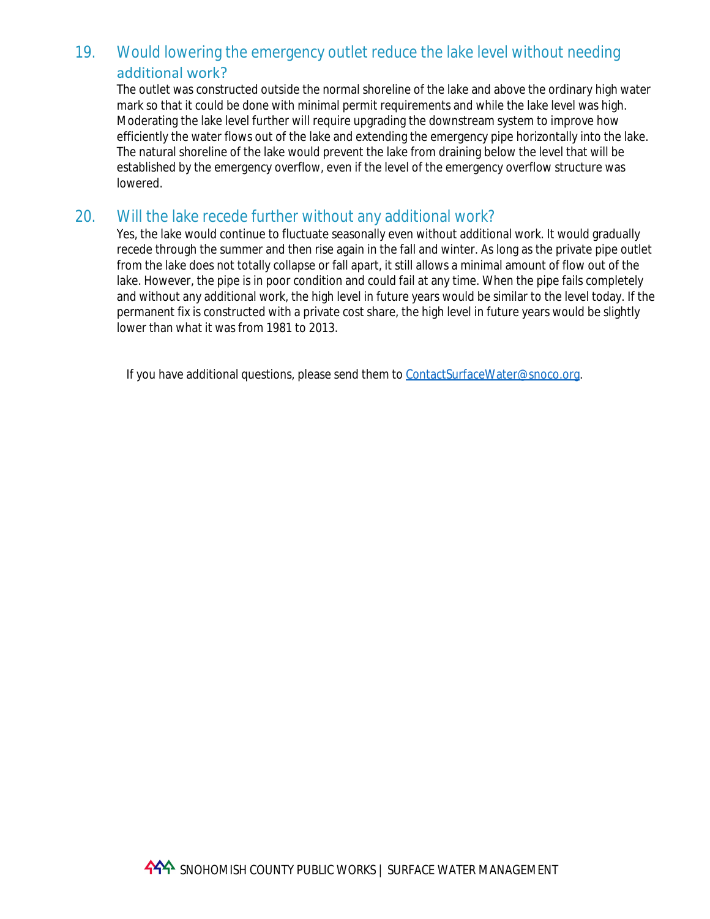## 19. Would lowering the emergency outlet reduce the lake level without needing additional work?

The outlet was constructed outside the normal shoreline of the lake and above the ordinary high water mark so that it could be done with minimal permit requirements and while the lake level was high. Moderating the lake level further will require upgrading the downstream system to improve how efficiently the water flows out of the lake and extending the emergency pipe horizontally into the lake. The natural shoreline of the lake would prevent the lake from draining below the level that will be established by the emergency overflow, even if the level of the emergency overflow structure was lowered.

## 20. Will the lake recede further without any additional work?

Yes, the lake would continue to fluctuate seasonally even without additional work. It would gradually recede through the summer and then rise again in the fall and winter. As long as the private pipe outlet from the lake does not totally collapse or fall apart, it still allows a minimal amount of flow out of the lake. However, the pipe is in poor condition and could fail at any time. When the pipe fails completely and without any additional work, the high level in future years would be similar to the level today. If the permanent fix is constructed with a private cost share, the high level in future years would be slightly lower than what it was from 1981 to 2013.

If you have additional questions, please send them to [ContactSurfaceWater@snoco.org](mailto:ContactSurfaceWater@snoco.org).